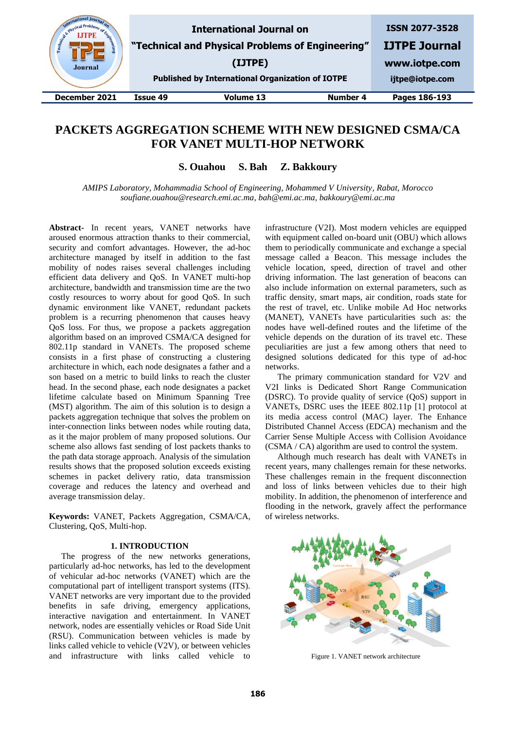# PACKETS AGGREGATION SCHEME WITH NEW DESIGNED CSMA/CA FOR VANET MULTI-HOP NETWORK

**S. Ouahou  S. Bah  Z. Bakkoury**

*AMIPS Laboratory, Mohammadia School of Engineering, Mohammed V University, Rabat, Morocco*
*soufiane.ouahou@research.emi.ac.ma, bah@emi.ac.ma, bakkoury@emi.ac.ma*

**Abstract-** In recent years, VANET networks have aroused enormous attraction thanks to their commercial, security and comfort advantages. However, the ad-hoc architecture managed by itself in addition to the fast mobility of nodes raises several challenges including efficient data delivery and QoS. In VANET multi-hop architecture, bandwidth and transmission time are the two costly resources to worry about for good QoS. In such dynamic environment like VANET, redundant packets problem is a recurring phenomenon that causes heavy QoS loss. For thus, we propose a packets aggregation algorithm based on an improved CSMA/CA designed for 802.11p standard in VANETs. The proposed scheme consists in a first phase of constructing a clustering architecture in which, each node designates a father and a son based on a metric to build links to reach the cluster head. In the second phase, each node designates a packet lifetime calculate based on Minimum Spanning Tree (MST) algorithm. The aim of this solution is to design a packets aggregation technique that solves the problem on inter-connection links between nodes while routing data, as it the major problem of many proposed solutions. Our scheme also allows fast sending of lost packets thanks to the path data storage approach. Analysis of the simulation results shows that the proposed solution exceeds existing schemes in packet delivery ratio, data transmission coverage and reduces the latency and overhead and average transmission delay.

**Keywords:** VANET, Packets Aggregation, CSMA/CA, Clustering, QoS, Multi-hop.

## 1. INTRODUCTION

The progress of the new networks generations, particularly ad-hoc networks, has led to the development of vehicular ad-hoc networks (VANET) which are the computational part of intelligent transport systems (ITS). VANET networks are very important due to the provided benefits in safe driving, emergency applications, interactive navigation and entertainment. In VANET network, nodes are essentially vehicles or Road Side Unit (RSU). Communication between vehicles is made by links called vehicle to vehicle (V2V), or between vehicles and infrastructure with links called vehicle to infrastructure (V2I). Most modern vehicles are equipped with equipment called on-board unit (OBU) which allows them to periodically communicate and exchange a special message called a Beacon. This message includes the vehicle location, speed, direction of travel and other driving information. The last generation of beacons can also include information on external parameters, such as traffic density, smart maps, air condition, roads state for the rest of travel, etc. Unlike mobile Ad Hoc networks (MANET), VANETs have particularities such as: the nodes have well-defined routes and the lifetime of the vehicle depends on the duration of its travel etc. These peculiarities are just a few among others that need to designed solutions dedicated for this type of ad-hoc networks.

The primary communication standard for V2V and V2I links is Dedicated Short Range Communication (DSRC). To provide quality of service (QoS) support in VANETs, DSRC uses the IEEE 802.11p [1] protocol at its media access control (MAC) layer. The Enhance Distributed Channel Access (EDCA) mechanism and the Carrier Sense Multiple Access with Collision Avoidance (CSMA / CA) algorithm are used to control the system.

Although much research has dealt with VANETs in recent years, many challenges remain for these networks. These challenges remain in the frequent disconnection and loss of links between vehicles due to their high mobility. In addition, the phenomenon of interference and flooding in the network, gravely affect the performance of wireless networks.

Figure 1. VANET network architecture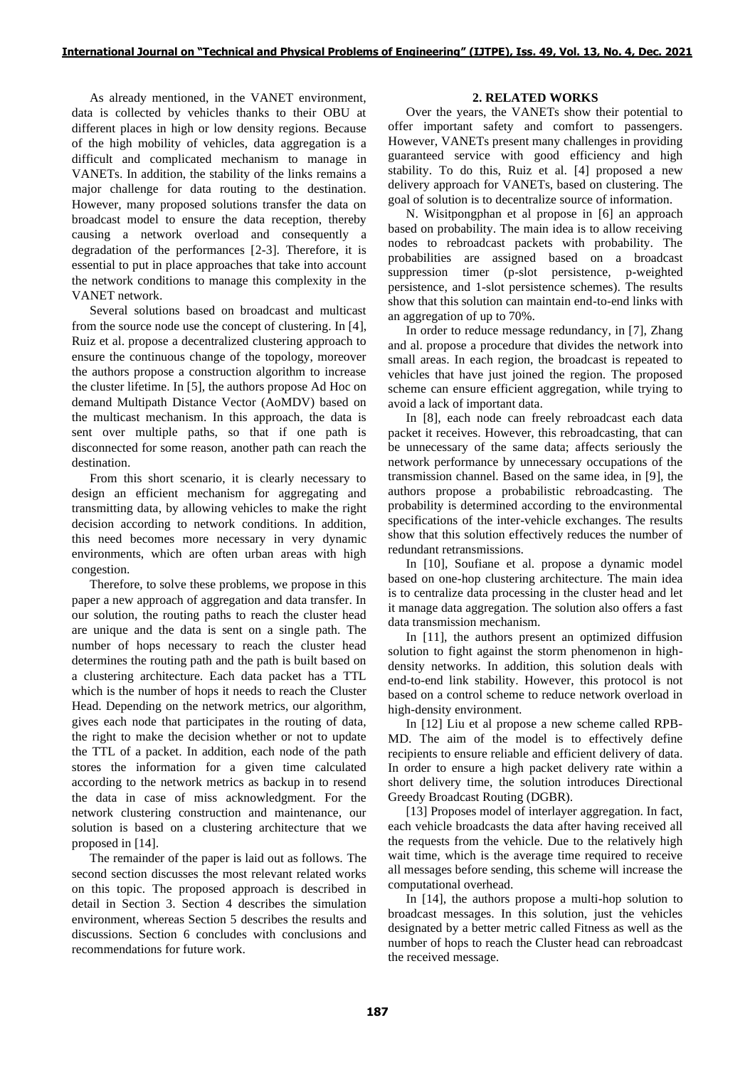As already mentioned, in the VANET environment, data is collected by vehicles thanks to their OBU at different places in high or low density regions. Because of the high mobility of vehicles, data aggregation is a difficult and complicated mechanism to manage in VANETs. In addition, the stability of the links remains a major challenge for data routing to the destination. However, many proposed solutions transfer the data on broadcast model to ensure the data reception, thereby causing a network overload and consequently a degradation of the performances [2-3]. Therefore, it is essential to put in place approaches that take into account the network conditions to manage this complexity in the VANET network.

Several solutions based on broadcast and multicast from the source node use the concept of clustering. In [4], Ruiz et al. propose a decentralized clustering approach to ensure the continuous change of the topology, moreover the authors propose a construction algorithm to increase the cluster lifetime. In [5], the authors propose Ad Hoc on demand Multipath Distance Vector (AoMDV) based on the multicast mechanism. In this approach, the data is sent over multiple paths, so that if one path is disconnected for some reason, another path can reach the destination.

From this short scenario, it is clearly necessary to design an efficient mechanism for aggregating and transmitting data, by allowing vehicles to make the right decision according to network conditions. In addition, this need becomes more necessary in very dynamic environments, which are often urban areas with high congestion.

Therefore, to solve these problems, we propose in this paper a new approach of aggregation and data transfer. In our solution, the routing paths to reach the cluster head are unique and the data is sent on a single path. The number of hops necessary to reach the cluster head determines the routing path and the path is built based on a clustering architecture. Each data packet has a TTL which is the number of hops it needs to reach the Cluster Head. Depending on the network metrics, our algorithm, gives each node that participates in the routing of data, the right to make the decision whether or not to update the TTL of a packet. In addition, each node of the path stores the information for a given time calculated according to the network metrics as backup in to resend the data in case of miss acknowledgment. For the network clustering construction and maintenance, our solution is based on a clustering architecture that we proposed in [14].

The remainder of the paper is laid out as follows. The second section discusses the most relevant related works on this topic. The proposed approach is described in detail in Section 3. Section 4 describes the simulation environment, whereas Section 5 describes the results and discussions. Section 6 concludes with conclusions and recommendations for future work.

## 2. RELATED WORKS

Over the years, the VANETs show their potential to offer important safety and comfort to passengers. However, VANETs present many challenges in providing guaranteed service with good efficiency and high stability. To do this, Ruiz et al. [4] proposed a new delivery approach for VANETs, based on clustering. The goal of solution is to decentralize source of information.

N. Wisitpongphan et al propose in [6] an approach based on probability. The main idea is to allow receiving nodes to rebroadcast packets with probability. The probabilities are assigned based on a broadcast suppression timer (p-slot persistence, p-weighted persistence, and 1-slot persistence schemes). The results show that this solution can maintain end-to-end links with an aggregation of up to 70%.

In order to reduce message redundancy, in [7], Zhang and al. propose a procedure that divides the network into small areas. In each region, the broadcast is repeated to vehicles that have just joined the region. The proposed scheme can ensure efficient aggregation, while trying to avoid a lack of important data.

In [8], each node can freely rebroadcast each data packet it receives. However, this rebroadcasting, that can be unnecessary of the same data; affects seriously the network performance by unnecessary occupations of the transmission channel. Based on the same idea, in [9], the authors propose a probabilistic rebroadcasting. The probability is determined according to the environmental specifications of the inter-vehicle exchanges. The results show that this solution effectively reduces the number of redundant retransmissions.

In [10], Soufiane et al. propose a dynamic model based on one-hop clustering architecture. The main idea is to centralize data processing in the cluster head and let it manage data aggregation. The solution also offers a fast data transmission mechanism.

In [11], the authors present an optimized diffusion solution to fight against the storm phenomenon in high-density networks. In addition, this solution deals with end-to-end link stability. However, this protocol is not based on a control scheme to reduce network overload in high-density environment.

In [12] Liu et al propose a new scheme called RPB-MD. The aim of the model is to effectively define recipients to ensure reliable and efficient delivery of data. In order to ensure a high packet delivery rate within a short delivery time, the solution introduces Directional Greedy Broadcast Routing (DGBR).

[13] Proposes model of interlayer aggregation. In fact, each vehicle broadcasts the data after having received all the requests from the vehicle. Due to the relatively high wait time, which is the average time required to receive all messages before sending, this scheme will increase the computational overhead.

In [14], the authors propose a multi-hop solution to broadcast messages. In this solution, just the vehicles designated by a better metric called Fitness as well as the number of hops to reach the Cluster head can rebroadcast the received message.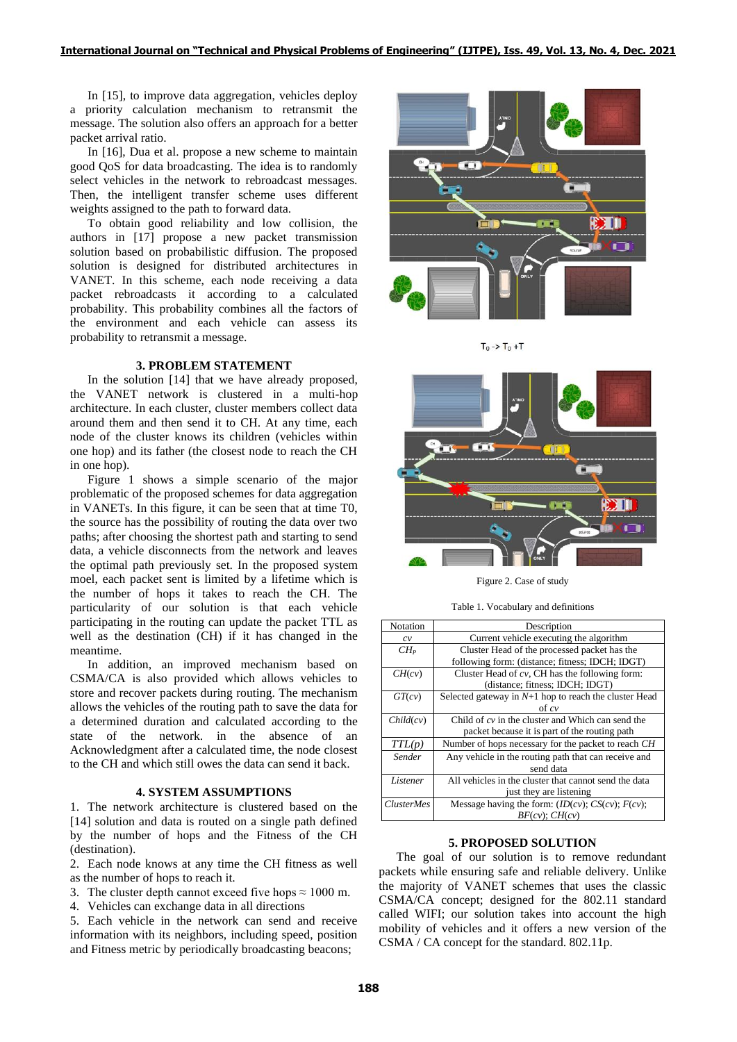In [15], to improve data aggregation, vehicles deploy a priority calculation mechanism to retransmit the message. The solution also offers an approach for a better packet arrival ratio.

In [16], Dua et al. propose a new scheme to maintain good QoS for data broadcasting. The idea is to randomly select vehicles in the network to rebroadcast messages. Then, the intelligent transfer scheme uses different weights assigned to the path to forward data.

To obtain good reliability and low collision, the authors in [17] propose a new packet transmission solution based on probabilistic diffusion. The proposed solution is designed for distributed architectures in VANET. In this scheme, each node receiving a data packet rebroadcasts it according to a calculated probability. This probability combines all the factors of the environment and each vehicle can assess its probability to retransmit a message.

## 3. PROBLEM STATEMENT

In the solution [14] that we have already proposed, the VANET network is clustered in a multi-hop architecture. In each cluster, cluster members collect data around them and then send it to CH. At any time, each node of the cluster knows its children (vehicles within one hop) and its father (the closest node to reach the CH in one hop).

Figure 1 shows a simple scenario of the major problematic of the proposed schemes for data aggregation in VANETs. In this figure, it can be seen that at time T0, the source has the possibility of routing the data over two paths; after choosing the shortest path and starting to send data, a vehicle disconnects from the network and leaves the optimal path previously set. In the proposed system moel, each packet sent is limited by a lifetime which is the number of hops it takes to reach the CH. The particularity of our solution is that each vehicle participating in the routing can update the packet TTL as well as the destination (CH) if it has changed in the meantime.

In addition, an improved mechanism based on CSMA/CA is also provided which allows vehicles to store and recover packets during routing. The mechanism allows the vehicles of the routing path to save the data for a determined duration and calculated according to the state of the network. in the absence of an Acknowledgment after a calculated time, the node closest to the CH and which still owes the data can send it back.

## 4. SYSTEM ASSUMPTIONS

1. The network architecture is clustered based on the [14] solution and data is routed on a single path defined by the number of hops and the Fitness of the CH (destination).
2. Each node knows at any time the CH fitness as well as the number of hops to reach it.
3. The cluster depth cannot exceed five hops ≈ 1000 m.
4. Vehicles can exchange data in all directions
5. Each vehicle in the network can send and receive information with its neighbors, including speed, position and Fitness metric by periodically broadcasting beacons;

$T_0$ -> $T_0$ +T

Figure 2. Case of study

Table 1. Vocabulary and definitions

| Notation | Description |
|---|---|
| *cv* | Current vehicle executing the algorithm |
| $CH_P$ | Cluster Head of the processed packet has the following form: (distance; fitness; IDCH; IDGT) |
| *CH*(*cv*) | Cluster Head of *cv*, CH has the following form: (distance; fitness; IDCH; IDGT) |
| *GT*(*cv*) | Selected gateway in *N*+1 hop to reach the cluster Head of *cv* |
| *Child*(*cv*) | Child of *cv* in the cluster and Which can send the packet because it is part of the routing path |
| *TTL*(*p*) | Number of hops necessary for the packet to reach *CH* |
| *Sender* | Any vehicle in the routing path that can receive and send data |
| *Listener* | All vehicles in the cluster that cannot send the data just they are listening |
| *ClusterMes* | Message having the form: (*ID*(*cv*); *CS*(*cv*); *F*(*cv*); *BF*(*cv*); *CH*(*cv*)) |

## 5. PROPOSED SOLUTION

The goal of our solution is to remove redundant packets while ensuring safe and reliable delivery. Unlike the majority of VANET schemes that uses the classic CSMA/CA concept; designed for the 802.11 standard called WIFI; our solution takes into account the high mobility of vehicles and it offers a new version of the CSMA / CA concept for the standard. 802.11p.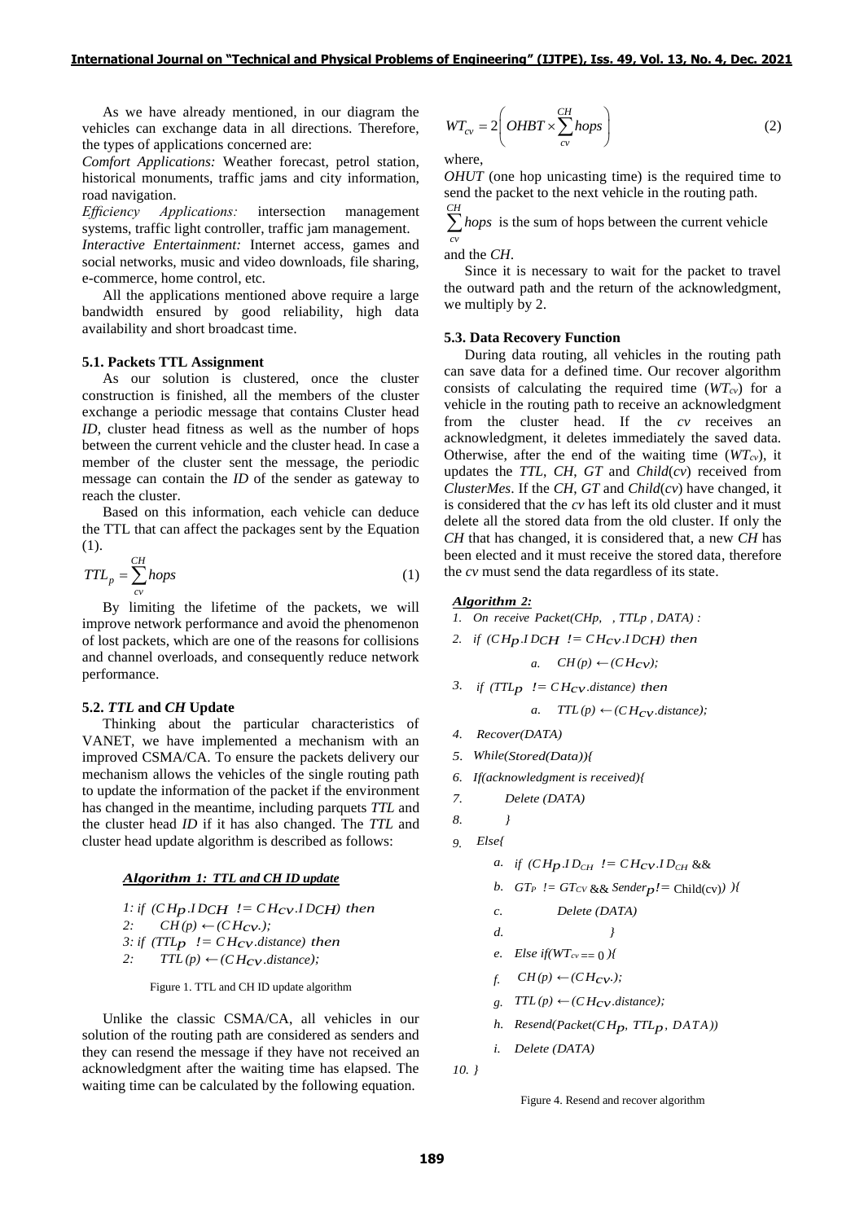As we have already mentioned, in our diagram the vehicles can exchange data in all directions. Therefore, the types of applications concerned are:

*Comfort Applications:* Weather forecast, petrol station, historical monuments, traffic jams and city information, road navigation.

*Efficiency Applications:* intersection management systems, traffic light controller, traffic jam management.

*Interactive Entertainment:* Internet access, games and social networks, music and video downloads, file sharing, e-commerce, home control, etc.

All the applications mentioned above require a large bandwidth ensured by good reliability, high data availability and short broadcast time.

### 5.1. Packets TTL Assignment

As our solution is clustered, once the cluster construction is finished, all the members of the cluster exchange a periodic message that contains Cluster head *ID*, cluster head fitness as well as the number of hops between the current vehicle and the cluster head. In case a member of the cluster sent the message, the periodic message can contain the *ID* of the sender as gateway to reach the cluster.

Based on this information, each vehicle can deduce the TTL that can affect the packages sent by the Equation (1).

$$TTL_p = \sum_{cv}^{CH} hops \tag{1}$$

By limiting the lifetime of the packets, we will improve network performance and avoid the phenomenon of lost packets, which are one of the reasons for collisions and channel overloads, and consequently reduce network performance.

### 5.2. *TTL* and *CH* Update

Thinking about the particular characteristics of VANET, we have implemented a mechanism with an improved CSMA/CA. To ensure the packets delivery our mechanism allows the vehicles of the single routing path to update the information of the packet if the environment has changed in the meantime, including parquets *TTL* and the cluster head *ID* if it has also changed. The *TTL* and cluster head update algorithm is described as follows:

***Algorithm 1: TTL and CH ID update***

```
1: if (CHp.IDCH != CHcv.IDCH) then
2:     CH(p) ← (CHcv.);
3: if (TTLp != CHcv.distance) then
2:     TTL(p) ← (CHcv.distance);
```

Figure 1. TTL and CH ID update algorithm

Unlike the classic CSMA/CA, all vehicles in our solution of the routing path are considered as senders and they can resend the message if they have not received an acknowledgment after the waiting time has elapsed. The waiting time can be calculated by the following equation.

$$WT_{cv} = 2\left( OHBT \times \sum_{cv}^{CH} hops \right) \tag{2}$$

where,

*OHUT* (one hop unicasting time) is the required time to send the packet to the next vehicle in the routing path.

$\sum_{cv}^{CH} hops$ is the sum of hops between the current vehicle and the *CH*.

Since it is necessary to wait for the packet to travel the outward path and the return of the acknowledgment, we multiply by 2.

### 5.3. Data Recovery Function

During data routing, all vehicles in the routing path can save data for a defined time. Our recover algorithm consists of calculating the required time ($WT_{cv}$) for a vehicle in the routing path to receive an acknowledgment from the cluster head. If the *cv* receives an acknowledgment, it deletes immediately the saved data. Otherwise, after the end of the waiting time ($WT_{cv}$), it updates the *TTL*, *CH*, *GT* and *Child*(*cv*) received from *ClusterMes*. If the *CH*, *GT* and *Child*(*cv*) have changed, it is considered that the *cv* has left its old cluster and it must delete all the stored data from the old cluster. If only the *CH* that has changed, it is considered that, a new *CH* has been elected and it must receive the stored data, therefore the *cv* must send the data regardless of its state.

***Algorithm 2:***

```
1. On receive Packet(CHp, , TTLp , DATA) :
2. if (CHp.IDCH != CHcv.IDCH) then
       a. CH(p) ← (CHcv);
3. if (TTLp != CHcv.distance) then
       a. TTL(p) ← (CHcv.distance);
4. Recover(DATA)
5. While(Stored(Data)){
6. If(acknowledgment is received){
7.       Delete (DATA)
8.     }
9. Else{
       a. if (CHp.IDCH != CHcv.IDCH &&
       b. GTP != GTCV && Senderp != Child(cv)) ){
       c.        Delete (DATA)
       d.              }
       e. Else if(WTcv == 0 ){
       f.  CH(p) ← (CHcv.);
       g. TTL(p) ← (CHcv.distance);
       h. Resend(Packet(CHp, TTLp, DATA))
       i. Delete (DATA)
10. }
```

Figure 4. Resend and recover algorithm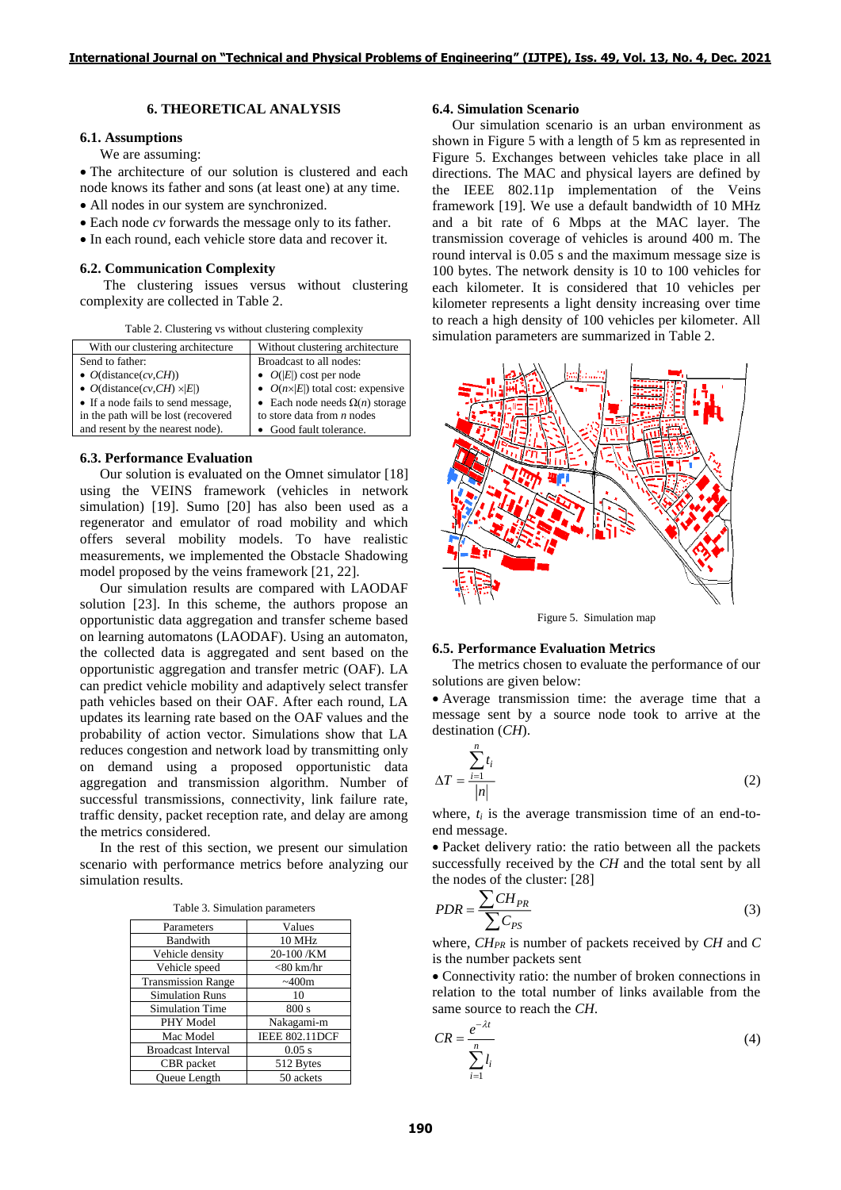## 6. THEORETICAL ANALYSIS

### 6.1. Assumptions

We are assuming:

- The architecture of our solution is clustered and each node knows its father and sons (at least one) at any time.
- All nodes in our system are synchronized.
- Each node *cv* forwards the message only to its father.
- In each round, each vehicle store data and recover it.

### 6.2. Communication Complexity

The clustering issues versus without clustering complexity are collected in Table 2.

Table 2. Clustering vs without clustering complexity

| With our clustering architecture | Without clustering architecture |
|---|---|
| Send to father:<br>• $O(\text{distance}(cv,CH))$<br>• $O(\text{distance}(cv,CH) \times \lvert E \rvert)$<br>• If a node fails to send message, in the path will be lost (recovered and resent by the nearest node). | Broadcast to all nodes:<br>• $O(\lvert E \rvert)$ cost per node<br>• $O(n \times \lvert E \rvert)$ total cost: expensive<br>• Each node needs $\Omega(n)$ storage to store data from *n* nodes<br>• Good fault tolerance. |

### 6.3. Performance Evaluation

Our solution is evaluated on the Omnet simulator [18] using the VEINS framework (vehicles in network simulation) [19]. Sumo [20] has also been used as a regenerator and emulator of road mobility and which offers several mobility models. To have realistic measurements, we implemented the Obstacle Shadowing model proposed by the veins framework [21, 22].

Our simulation results are compared with LAODAF solution [23]. In this scheme, the authors propose an opportunistic data aggregation and transfer scheme based on learning automatons (LAODAF). Using an automaton, the collected data is aggregated and sent based on the opportunistic aggregation and transfer metric (OAF). LA can predict vehicle mobility and adaptively select transfer path vehicles based on their OAF. After each round, LA updates its learning rate based on the OAF values and the probability of action vector. Simulations show that LA reduces congestion and network load by transmitting only on demand using a proposed opportunistic data aggregation and transmission algorithm. Number of successful transmissions, connectivity, link failure rate, traffic density, packet reception rate, and delay are among the metrics considered.

In the rest of this section, we present our simulation scenario with performance metrics before analyzing our simulation results.

Table 3. Simulation parameters

| Parameters | Values |
|---|---|
| Bandwith | 10 MHz |
| Vehicle density | 20-100 /KM |
| Vehicle speed | <80 km/hr |
| Transmission Range | ~400m |
| Simulation Runs | 10 |
| Simulation Time | 800 s |
| PHY Model | Nakagami-m |
| Mac Model | IEEE 802.11DCF |
| Broadcast Interval | 0.05 s |
| CBR packet | 512 Bytes |
| Queue Length | 50 ackets |

### 6.4. Simulation Scenario

Our simulation scenario is an urban environment as shown in Figure 5 with a length of 5 km as represented in Figure 5. Exchanges between vehicles take place in all directions. The MAC and physical layers are defined by the IEEE 802.11p implementation of the Veins framework [19]. We use a default bandwidth of 10 MHz and a bit rate of 6 Mbps at the MAC layer. The transmission coverage of vehicles is around 400 m. The round interval is 0.05 s and the maximum message size is 100 bytes. The network density is 10 to 100 vehicles for each kilometer. It is considered that 10 vehicles per kilometer represents a light density increasing over time to reach a high density of 100 vehicles per kilometer. All simulation parameters are summarized in Table 2.

Figure 5. Simulation map

### 6.5. Performance Evaluation Metrics

The metrics chosen to evaluate the performance of our solutions are given below:

- Average transmission time: the average time that a message sent by a source node took to arrive at the destination (*CH*).

$$\Delta T = \frac{\sum_{i=1}^{n} t_i}{|n|} \tag{2}$$

where, $t_i$ is the average transmission time of an end-to-end message.

- Packet delivery ratio: the ratio between all the packets successfully received by the *CH* and the total sent by all the nodes of the cluster: [28]

$$PDR = \frac{\sum CH_{PR}}{\sum C_{PS}} \tag{3}$$

where, $CH_{PR}$ is number of packets received by *CH* and *C* is the number packets sent

- Connectivity ratio: the number of broken connections in relation to the total number of links available from the same source to reach the *CH*.

$$CR = \frac{e^{-\lambda t}}{\sum_{i=1}^{n} l_i} \tag{4}$$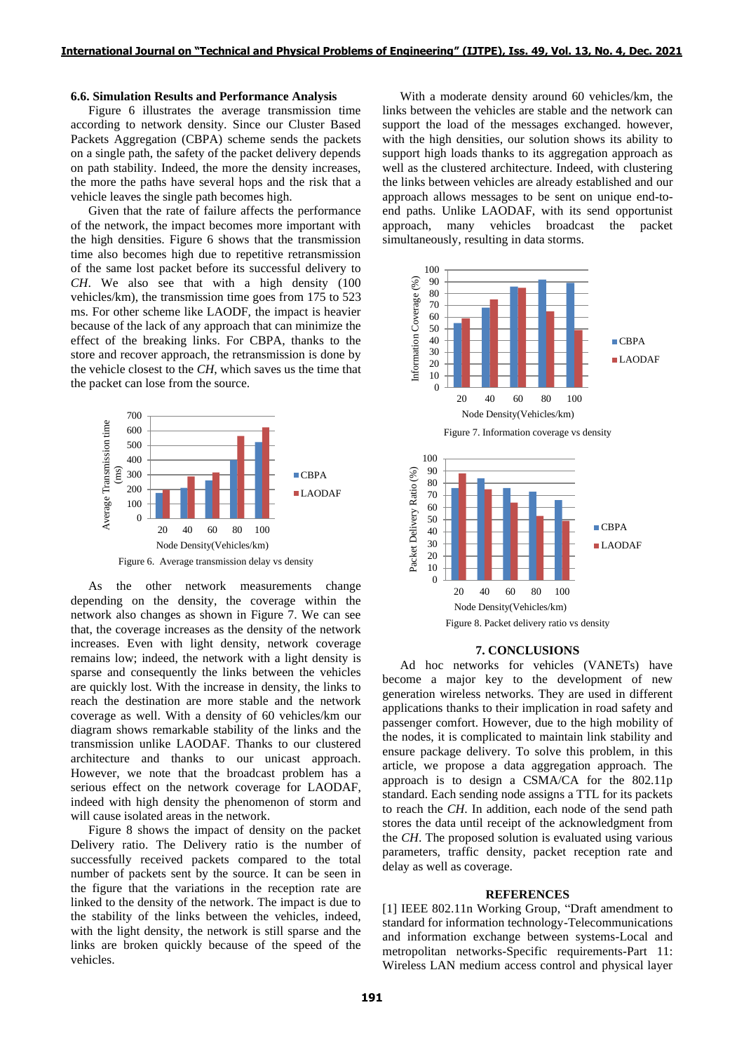### 6.6. Simulation Results and Performance Analysis

Figure 6 illustrates the average transmission time according to network density. Since our Cluster Based Packets Aggregation (CBPA) scheme sends the packets on a single path, the safety of the packet delivery depends on path stability. Indeed, the more the density increases, the more the paths have several hops and the risk that a vehicle leaves the single path becomes high.

Given that the rate of failure affects the performance of the network, the impact becomes more important with the high densities. Figure 6 shows that the transmission time also becomes high due to repetitive retransmission of the same lost packet before its successful delivery to *CH*. We also see that with a high density (100 vehicles/km), the transmission time goes from 175 to 523 ms. For other scheme like LAODF, the impact is heavier because of the lack of any approach that can minimize the effect of the breaking links. For CBPA, thanks to the store and recover approach, the retransmission is done by the vehicle closest to the *CH*, which saves us the time that the packet can lose from the source.

Figure 6. Average transmission delay vs density

As the other network measurements change depending on the density, the coverage within the network also changes as shown in Figure 7. We can see that, the coverage increases as the density of the network increases. Even with light density, network coverage remains low; indeed, the network with a light density is sparse and consequently the links between the vehicles are quickly lost. With the increase in density, the links to reach the destination are more stable and the network coverage as well. With a density of 60 vehicles/km our diagram shows remarkable stability of the links and the transmission unlike LAODAF. Thanks to our clustered architecture and thanks to our unicast approach. However, we note that the broadcast problem has a serious effect on the network coverage for LAODAF, indeed with high density the phenomenon of storm and will cause isolated areas in the network.

Figure 8 shows the impact of density on the packet Delivery ratio. The Delivery ratio is the number of successfully received packets compared to the total number of packets sent by the source. It can be seen in the figure that the variations in the reception rate are linked to the density of the network. The impact is due to the stability of the links between the vehicles, indeed, with the light density, the network is still sparse and the links are broken quickly because of the speed of the vehicles.

With a moderate density around 60 vehicles/km, the links between the vehicles are stable and the network can support the load of the messages exchanged. however, with the high densities, our solution shows its ability to support high loads thanks to its aggregation approach as well as the clustered architecture. Indeed, with clustering the links between vehicles are already established and our approach allows messages to be sent on unique end-to-end paths. Unlike LAODAF, with its send opportunist approach, many vehicles broadcast the packet simultaneously, resulting in data storms.

Figure 7. Information coverage vs density

Figure 8. Packet delivery ratio vs density

## 7. CONCLUSIONS

Ad hoc networks for vehicles (VANETs) have become a major key to the development of new generation wireless networks. They are used in different applications thanks to their implication in road safety and passenger comfort. However, due to the high mobility of the nodes, it is complicated to maintain link stability and ensure package delivery. To solve this problem, in this article, we propose a data aggregation approach. The approach is to design a CSMA/CA for the 802.11p standard. Each sending node assigns a TTL for its packets to reach the *CH*. In addition, each node of the send path stores the data until receipt of the acknowledgment from the *CH*. The proposed solution is evaluated using various parameters, traffic density, packet reception rate and delay as well as coverage.

## REFERENCES

[1] IEEE 802.11n Working Group, "Draft amendment to standard for information technology-Telecommunications and information exchange between systems-Local and metropolitan networks-Specific requirements-Part 11: Wireless LAN medium access control and physical layer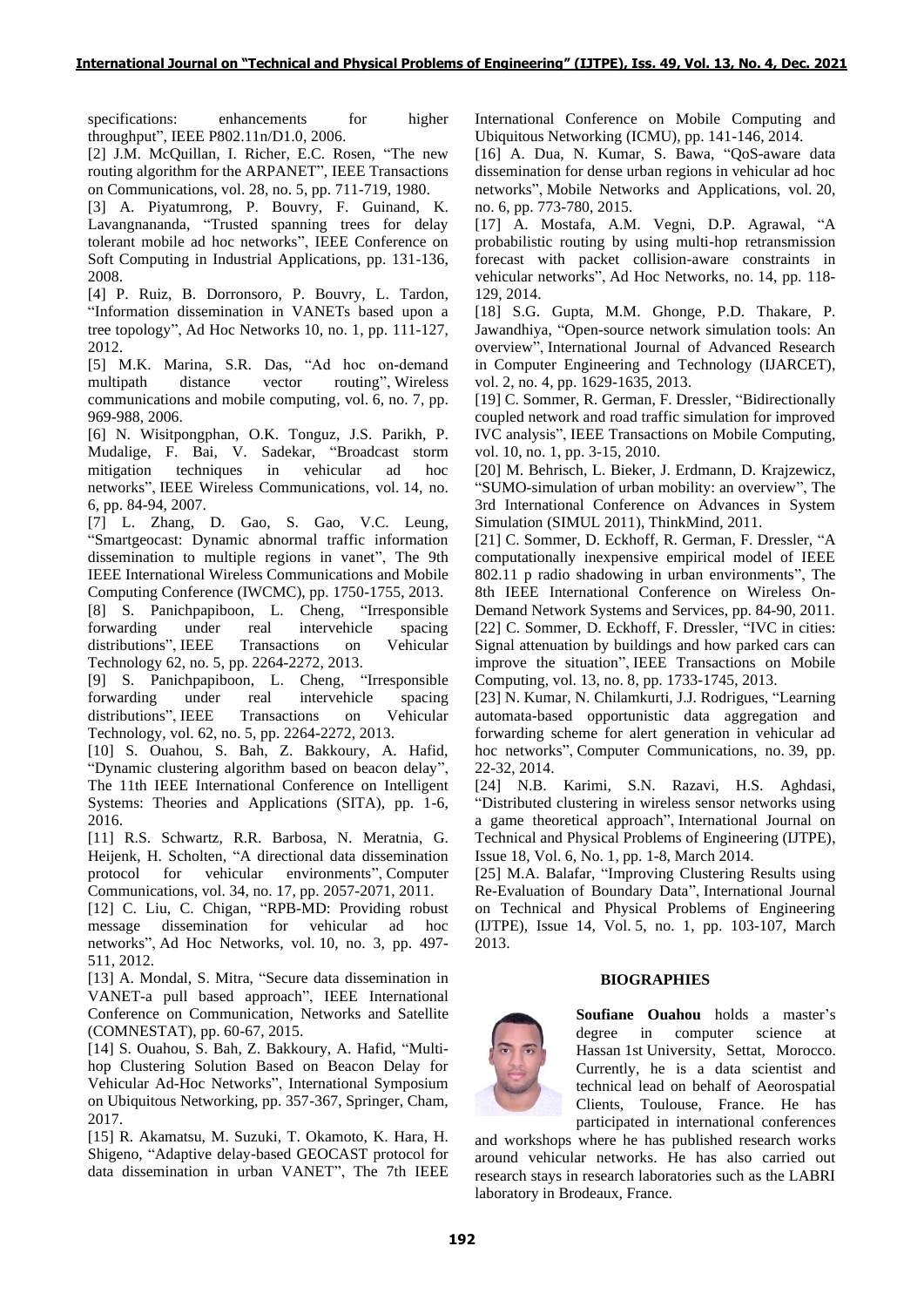specifications: enhancements for higher throughput", IEEE P802.11n/D1.0, 2006.

[2] J.M. McQuillan, I. Richer, E.C. Rosen, "The new routing algorithm for the ARPANET", IEEE Transactions on Communications, vol. 28, no. 5, pp. 711-719, 1980.

[3] A. Piyatumrong, P. Bouvry, F. Guinand, K. Lavangnananda, "Trusted spanning trees for delay tolerant mobile ad hoc networks", IEEE Conference on Soft Computing in Industrial Applications, pp. 131-136, 2008.

[4] P. Ruiz, B. Dorronsoro, P. Bouvry, L. Tardon, "Information dissemination in VANETs based upon a tree topology", Ad Hoc Networks 10, no. 1, pp. 111-127, 2012.

[5] M.K. Marina, S.R. Das, "Ad hoc on-demand multipath distance vector routing", Wireless communications and mobile computing, vol. 6, no. 7, pp. 969-988, 2006.

[6] N. Wisitpongphan, O.K. Tonguz, J.S. Parikh, P. Mudalige, F. Bai, V. Sadekar, "Broadcast storm mitigation techniques in vehicular ad hoc networks", IEEE Wireless Communications, vol. 14, no. 6, pp. 84-94, 2007.

[7] L. Zhang, D. Gao, S. Gao, V.C. Leung, "Smartgeocast: Dynamic abnormal traffic information dissemination to multiple regions in vanet", The 9th IEEE International Wireless Communications and Mobile Computing Conference (IWCMC), pp. 1750-1755, 2013.

[8] S. Panichpapiboon, L. Cheng, "Irresponsible forwarding under real intervehicle spacing distributions", IEEE Transactions on Vehicular Technology 62, no. 5, pp. 2264-2272, 2013.

[9] S. Panichpapiboon, L. Cheng, "Irresponsible forwarding under real intervehicle spacing distributions", IEEE Transactions on Vehicular Technology, vol. 62, no. 5, pp. 2264-2272, 2013.

[10] S. Ouahou, S. Bah, Z. Bakkoury, A. Hafid, "Dynamic clustering algorithm based on beacon delay", The 11th IEEE International Conference on Intelligent Systems: Theories and Applications (SITA), pp. 1-6, 2016.

[11] R.S. Schwartz, R.R. Barbosa, N. Meratnia, G. Heijenk, H. Scholten, "A directional data dissemination protocol for vehicular environments", Computer Communications, vol. 34, no. 17, pp. 2057-2071, 2011.

[12] C. Liu, C. Chigan, "RPB-MD: Providing robust message dissemination for vehicular ad hoc networks", Ad Hoc Networks, vol. 10, no. 3, pp. 497-511, 2012.

[13] A. Mondal, S. Mitra, "Secure data dissemination in VANET-a pull based approach", IEEE International Conference on Communication, Networks and Satellite (COMNESTAT), pp. 60-67, 2015.

[14] S. Ouahou, S. Bah, Z. Bakkoury, A. Hafid, "Multi-hop Clustering Solution Based on Beacon Delay for Vehicular Ad-Hoc Networks", International Symposium on Ubiquitous Networking, pp. 357-367, Springer, Cham, 2017.

[15] R. Akamatsu, M. Suzuki, T. Okamoto, K. Hara, H. Shigeno, "Adaptive delay-based GEOCAST protocol for data dissemination in urban VANET", The 7th IEEE International Conference on Mobile Computing and Ubiquitous Networking (ICMU), pp. 141-146, 2014.

[16] A. Dua, N. Kumar, S. Bawa, "QoS-aware data dissemination for dense urban regions in vehicular ad hoc networks", Mobile Networks and Applications, vol. 20, no. 6, pp. 773-780, 2015.

[17] A. Mostafa, A.M. Vegni, D.P. Agrawal, "A probabilistic routing by using multi-hop retransmission forecast with packet collision-aware constraints in vehicular networks", Ad Hoc Networks, no. 14, pp. 118-129, 2014.

[18] S.G. Gupta, M.M. Ghonge, P.D. Thakare, P. Jawandhiya, "Open-source network simulation tools: An overview", International Journal of Advanced Research in Computer Engineering and Technology (IJARCET), vol. 2, no. 4, pp. 1629-1635, 2013.

[19] C. Sommer, R. German, F. Dressler, "Bidirectionally coupled network and road traffic simulation for improved IVC analysis", IEEE Transactions on Mobile Computing, vol. 10, no. 1, pp. 3-15, 2010.

[20] M. Behrisch, L. Bieker, J. Erdmann, D. Krajzewicz, "SUMO-simulation of urban mobility: an overview", The 3rd International Conference on Advances in System Simulation (SIMUL 2011), ThinkMind, 2011.

[21] C. Sommer, D. Eckhoff, R. German, F. Dressler, "A computationally inexpensive empirical model of IEEE 802.11 p radio shadowing in urban environments", The 8th IEEE International Conference on Wireless On-Demand Network Systems and Services, pp. 84-90, 2011.

[22] C. Sommer, D. Eckhoff, F. Dressler, "IVC in cities: Signal attenuation by buildings and how parked cars can improve the situation", IEEE Transactions on Mobile Computing, vol. 13, no. 8, pp. 1733-1745, 2013.

[23] N. Kumar, N. Chilamkurti, J.J. Rodrigues, "Learning automata-based opportunistic data aggregation and forwarding scheme for alert generation in vehicular ad hoc networks", Computer Communications, no. 39, pp. 22-32, 2014.

[24] N.B. Karimi, S.N. Razavi, H.S. Aghdasi, "Distributed clustering in wireless sensor networks using a game theoretical approach", International Journal on Technical and Physical Problems of Engineering (IJTPE), Issue 18, Vol. 6, No. 1, pp. 1-8, March 2014.

[25] M.A. Balafar, "Improving Clustering Results using Re-Evaluation of Boundary Data", International Journal on Technical and Physical Problems of Engineering (IJTPE), Issue 14, Vol. 5, no. 1, pp. 103-107, March 2013.

## BIOGRAPHIES

**Soufiane Ouahou** holds a master's degree in computer science at Hassan 1st University, Settat, Morocco. Currently, he is a data scientist and technical lead on behalf of Aerospatial Clients, Toulouse, France. He has participated in international conferences and workshops where he has published research works around vehicular networks. He has also carried out research stays in research laboratories such as the LABRI laboratory in Brodeaux, France.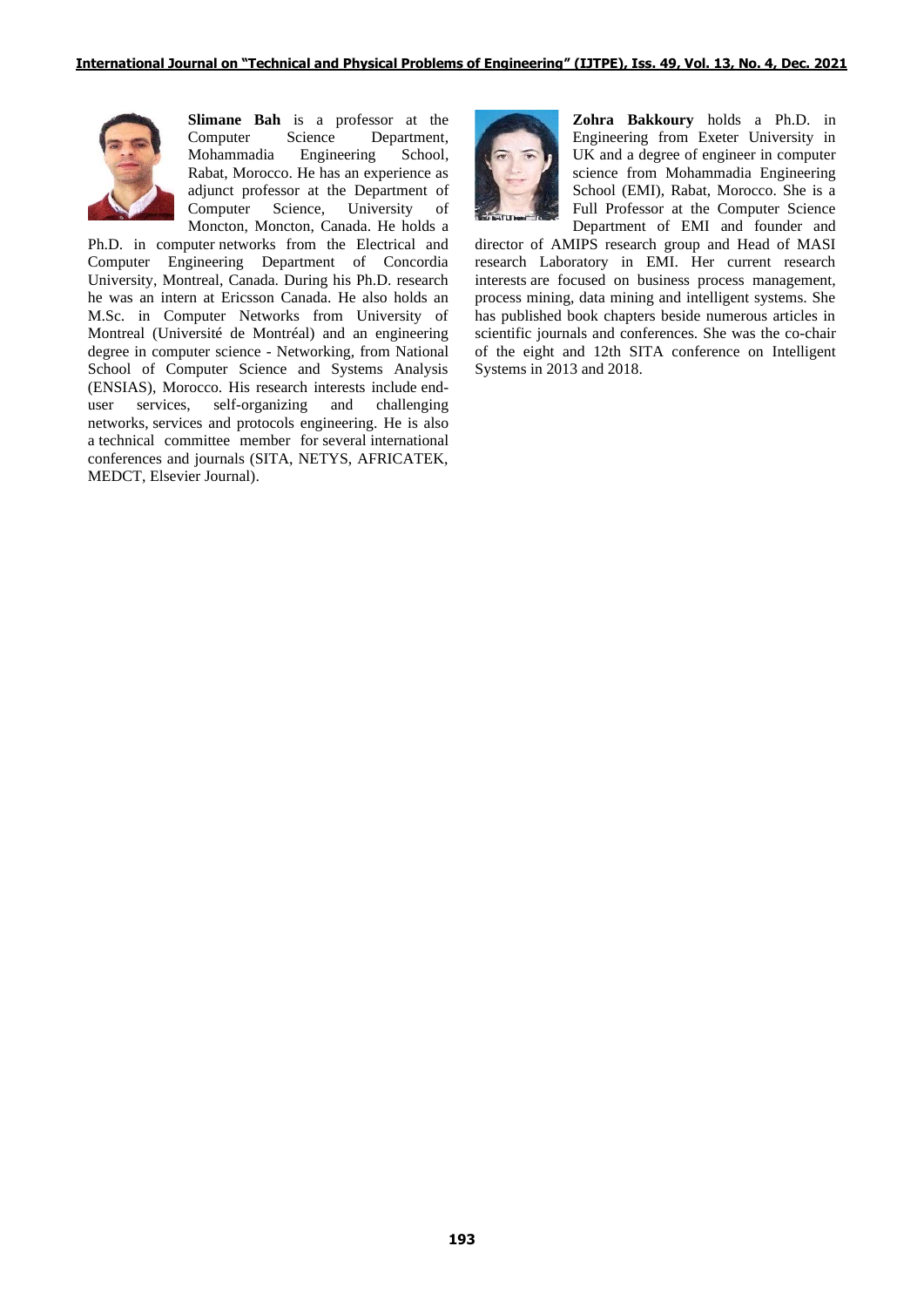**Slimane Bah** is a professor at the Computer Science Department, Mohammadia Engineering School, Rabat, Morocco. He has an experience as adjunct professor at the Department of Computer Science, University of Moncton, Moncton, Canada. He holds a Ph.D. in computer networks from the Electrical and Computer Engineering Department of Concordia University, Montreal, Canada. During his Ph.D. research he was an intern at Ericsson Canada. He also holds an M.Sc. in Computer Networks from University of Montreal (Université de Montréal) and an engineering degree in computer science - Networking, from National School of Computer Science and Systems Analysis (ENSIAS), Morocco. His research interests include end-user services, self-organizing and challenging networks, services and protocols engineering. He is also a technical committee member for several international conferences and journals (SITA, NETYS, AFRICATEK, MEDCT, Elsevier Journal).

**Zohra Bakkoury** holds a Ph.D. in Engineering from Exeter University in UK and a degree of engineer in computer science from Mohammadia Engineering School (EMI), Rabat, Morocco. She is a Full Professor at the Computer Science Department of EMI and founder and director of AMIPS research group and Head of MASI research Laboratory in EMI. Her current research interests are focused on business process management, process mining, data mining and intelligent systems. She has published book chapters beside numerous articles in scientific journals and conferences. She was the co-chair of the eight and 12th SITA conference on Intelligent Systems in 2013 and 2018.